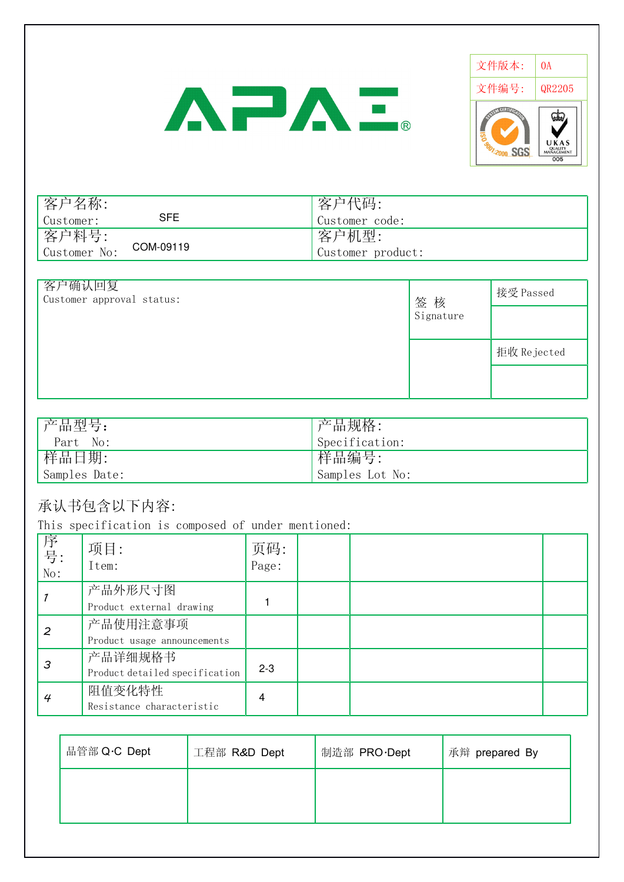# APAE®

| 文件版本: | 0A |
| --- | --- |
| 文件编号: | QR2205 |

| 客户名称: Customer: SFE | 客户代码: Customer code: |
| --- | --- |
| 客户料号: Customer No: COM-09119 | 客户机型: Customer product: |

| 客户确认回复 Customer approval status: | 签 核 Signature | 接受 Passed |
| --- | --- | --- |
| | | |
| | | 拒收 Rejected |
| | | |

| 产品型号: Part No: | 产品规格: Specification: |
| --- | --- |
| 样品日期: Samples Date: | 样品编号: Samples Lot No: |

承认书包含以下内容:

This specification is composed of under mentioned:

| 序号: No: | 项目: Item: | 页码: Page: | | | |
| --- | --- | --- | --- | --- | --- |
| 1 | 产品外形尺寸图 Product external drawing | 1 | | | |
| 2 | 产品使用注意事项 Product usage announcements | | | | |
| 3 | 产品详细规格书 Product detailed specification | 2-3 | | | |
| 4 | 阻值变化特性 Resistance characteristic | 4 | | | |

| 品管部 Q·C Dept | 工程部 R&D Dept | 制造部 PRO·Dept | 承辩 prepared By |
| --- | --- | --- | --- |
| | | | |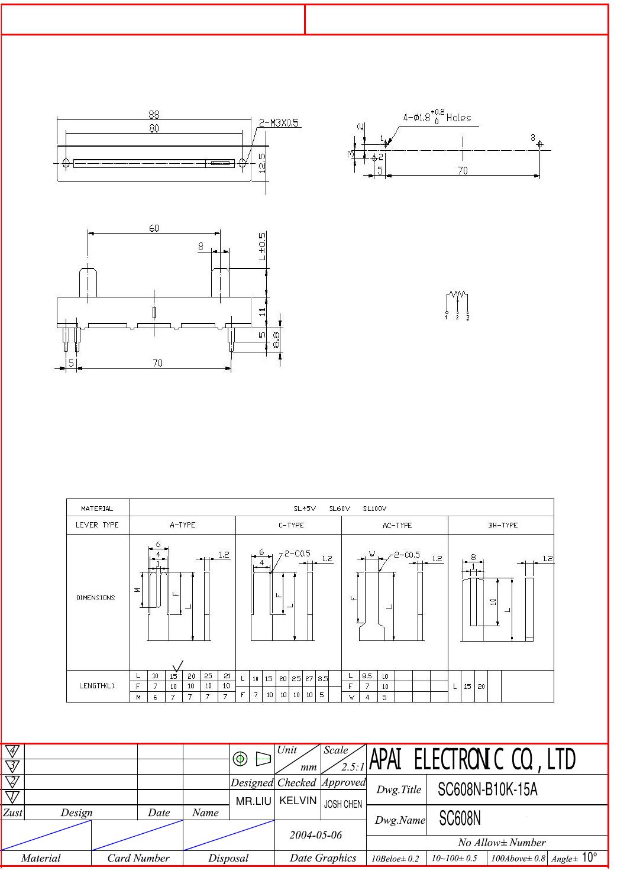88

80

2-M3X0.5

12.5

4-Ø1.8 $^{+0.2}_{0}$ Holes

2

1

3

2

3

5

70

60

8

L±0.5

11

5

8.8

5

70

1 2 3

| MATERIAL | SL45V SL60V SL100V | | | | | | | | | | | | | | | | | | | | |
|---|---|---|---|---|---|---|---|---|---|---|---|---|---|---|---|---|---|---|---|---|---|
| LEVER TYPE | A-TYPE | | | | | | C-TYPE | | | | | | | AC-TYPE | | | | | | BH-TYPE | | |
| DIMENSIONS | 6, 4, 1, 1.2, M, F, L | | | | | | 6, 4, 2-C0.5, 1.2, F, L | | | | | | | W, 2-C0.5, 1.2, F, L | | | | | | 8, 1, 1.2, 10, L | | |
| LENGTH(L) | L | 10 | 15 ✓ | 20 | 25 | 21 | L | 10 | 15 | 20 | 25 | 27 | 8.5 | L | 8.5 | 10 | | | | L | 15 | 20 |
| | F | 7 | 10 | 10 | 10 | 10 | F | 7 | 10 | 10 | 10 | 10 | 5 | F | 7 | 10 | | | | | | |
| | M | 6 | 7 | 7 | 7 | 7 | | | | | | | | W | 4 | 5 | | | | | | |

| Zust | Design | Date | Name | | Unit mm | Scale 2.5:1 | APAI ELECTRONIC CO., LTD | |
|---|---|---|---|---|---|---|---|---|
| 4 | | | | Designed | Checked | Approved | Dwg.Title | SC608N-B10K-15A |
| 3 | | | | MR.LIU | KELVIN | JOSH CHEN | Dwg.Name | SC608N |
| 2 | | | | | 2004-05-06 | | No Allow± Number | |
| 1 | | | | | | | | |
| Material | Card Number | Disposal | | Date Graphics | | | 10Beloe± 0.2 | 10~100± 0.5 | 100Above± 0.8 | Angle± 10° |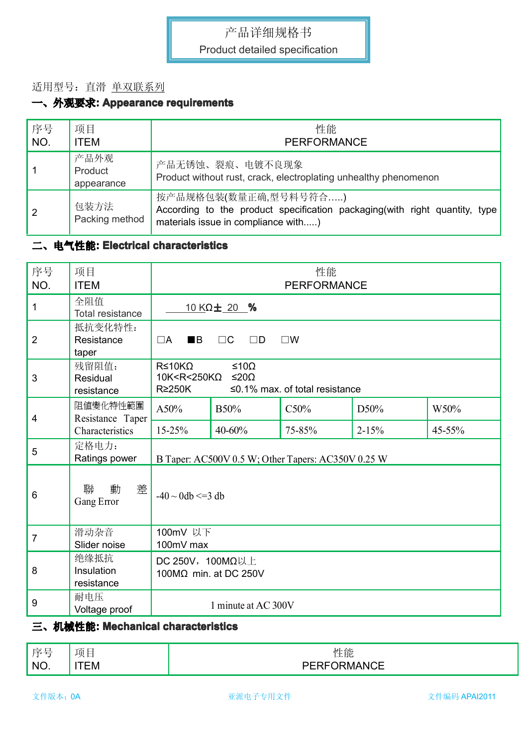产品详细规格书

Product detailed specification

适用型号：直滑 单双联系列

## 一、外观要求: Appearance requirements

| 序号 NO. | 项目 ITEM | 性能 PERFORMANCE |
|---|---|---|
| 1 | 产品外观 Product appearance | 产品无锈蚀、裂痕、电镀不良现象 Product without rust, crack, electroplating unhealthy phenomenon |
| 2 | 包装方法 Packing method | 按产品规格包装(数量正确,型号料号符合…..) According to the product specification packaging(with right quantity, type materials issue in compliance with.....) |

## 二、电气性能: Electrical characteristics

| 序号 NO. | 项目 ITEM | 性能 PERFORMANCE | | | | |
|---|---|---|---|---|---|---|
| 1 | 全阻值 Total resistance | 10 KΩ± 20 % | | | | |
| 2 | 抵抗变化特性：Resistance taper | □A ■B □C □D □W | | | | |
| 3 | 残留阻值：Residual resistance | R≤10KΩ ≤10Ω<br>10K<R<250KΩ ≤20Ω<br>R≥250K ≤0.1% max. of total resistance | | | | |
| 4 | 阻值變化特性範圍 Resistance Taper Characteristics | A50% | B50% | C50% | D50% | W50% |
| | | 15-25% | 40-60% | 75-85% | 2-15% | 45-55% |
| 5 | 定格电力：Ratings power | B Taper: AC500V 0.5 W; Other Tapers: AC350V 0.25 W | | | | |
| 6 | 聯 動 差 Gang Error | -40 ~ 0db <=3 db | | | | |
| 7 | 滑动杂音 Slider noise | 100mV 以下<br>100mV max | | | | |
| 8 | 绝缘抵抗 Insulation resistance | DC 250V，100MΩ以上<br>100MΩ min. at DC 250V | | | | |
| 9 | 耐电压 Voltage proof | 1 minute at AC 300V | | | | |

## 三、机械性能: Mechanical characteristics

| 序号 NO. | 项目 ITEM | 性能 PERFORMANCE |
|---|---|---|

文件版本：0A　　亚派电子专用文件　　文件编码 APAI2011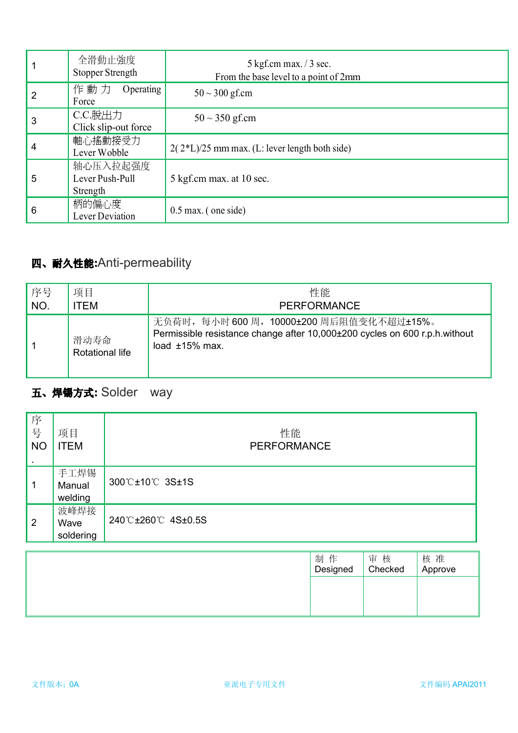| 1 | 全滑動止強度<br>Stopper Strength | 5 kgf.cm max. / 3 sec.<br>From the base level to a point of 2mm |
|---|---|---|
| 2 | 作 動 力 Operating Force | 50 ~ 300 gf.cm |
| 3 | C.C.脫出力<br>Click slip-out force | 50 ~ 350 gf.cm |
| 4 | 軸心搖動接受力<br>Lever Wobble | 2( 2*L)/25 mm max. (L: lever length both side) |
| 5 | 轴心压入拉起强度<br>Lever Push-Pull Strength | 5 kgf.cm max. at 10 sec. |
| 6 | 柄的偏心度<br>Lever Deviation | 0.5 max. ( one side) |

## 四、耐久性能:Anti-permeability

| 序号<br>NO. | 项目<br>ITEM | 性能<br>PERFORMANCE |
|---|---|---|
| 1 | 滑动寿命<br>Rotational life | 无负荷时，每小时 600 周，10000±200 周后阻值变化不超过±15%。<br>Permissible resistance change after 10,000±200 cycles on 600 r.p.h.without load ±15% max. |

## 五、焊锡方式: Solder way

| 序号<br>NO. | 项目<br>ITEM | 性能<br>PERFORMANCE |
|---|---|---|
| 1 | 手工焊锡<br>Manual welding | 300℃±10℃ 3S±1S |
| 2 | 波峰焊接<br>Wave soldering | 240℃±260℃ 4S±0.5S |

| | 制 作<br>Designed | 审 核<br>Checked | 核 准<br>Approve |
|---|---|---|---|
| | | | |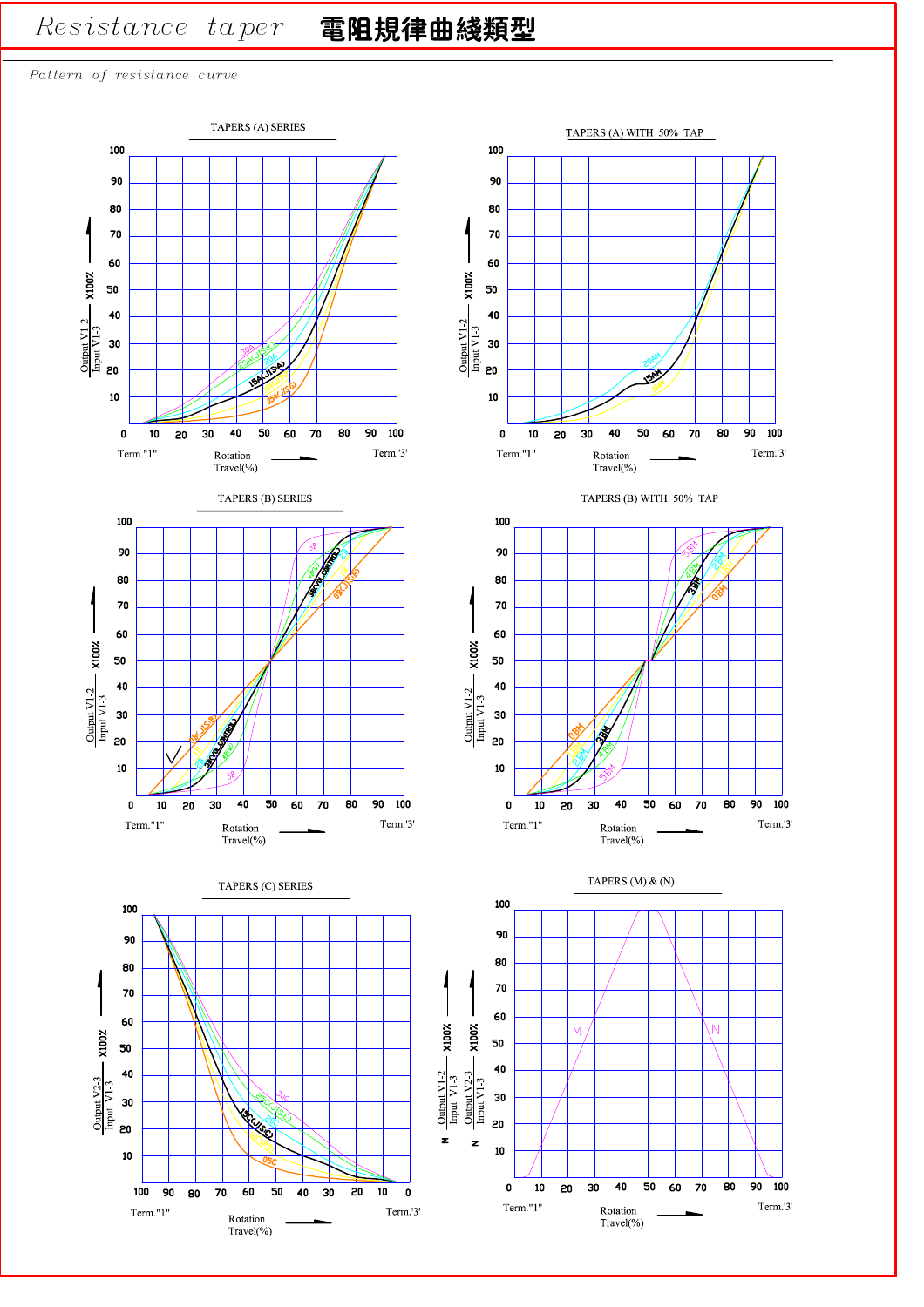# Resistance taper 電阻規律曲綫類型

*Pattern of resistance curve*

TAPERS (A) SERIES

100
90
80
70
60
50
40
30
20
10
0
10 20 30 40 50 60 70 80 90 100

Output V1-2 / Input V1-3 X100%

Term."1" Rotation Travel(%) Term.'3'

30A
25A(JIS-C)
20A
15A(JIS-A)
10A
05A(JIS-B)

TAPERS (A) WITH 50% TAP

100
90
80
70
60
50
40
30
20
10
0
10 20 30 40 50 60 70 80 90 100

Output V1-2 / Input V1-3 X100%

Term."1" Rotation Travel(%) Term.'3'

20AM
15AM
10AM

TAPERS (B) SERIES

100
90
80
70
60
50
40
30
20
10
0
10 20 30 40 50 60 70 80 90 100

Output V1-2 / Input V1-3 X100%

Term."1" Rotation Travel(%) Term.'3'

5B
4B
3B(VOL CONTROL)
2B
1B
0B(JIS-B)

TAPERS (B) WITH 50% TAP

100
90
80
70
60
50
40
30
20
10
0
10 20 30 40 50 60 70 80 90 100

Output V1-2 / Input V1-3 X100%

Term."1" Rotation Travel(%) Term.'3'

5BM
4BM
3BM
2BM
1BM
0BM

TAPERS (C) SERIES

100
90
80
70
60
50
40
30
20
10
100 90 80 70 60 50 40 30 20 10 0

Output V2-3 / Input V1-3 X100%

Term."1" Rotation Travel(%) Term.'3'

30C
25C(JIS-E)
20C
15C(JIS-C)
10C
05C

TAPERS (M) & (N)

100
90
80
70
60
50
40
30
20
10
0
10 20 30 40 50 60 70 80 90 100

M Output V1-2 / Input V1-3 X100%

N Output V2-3 / Input V1-3 X100%

M
N

Term."1" Rotation Travel(%) Term.'3'